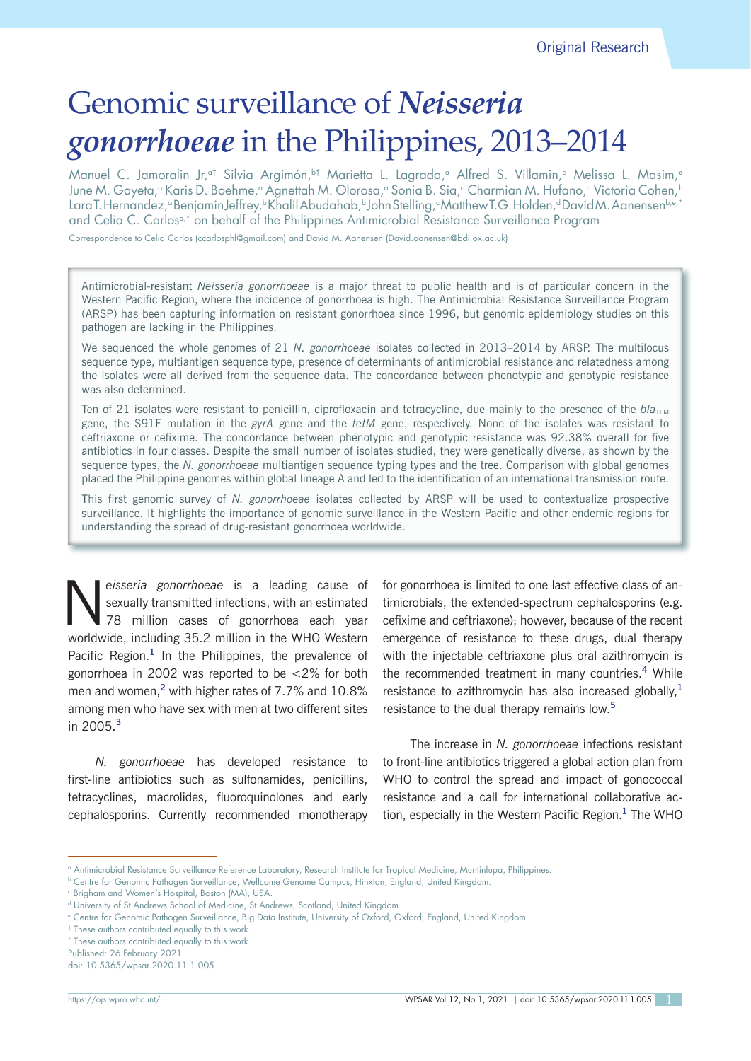Original Research

# Genomic surveillance of *Neisseria gonorrhoeae* in the Philippines, 2013–2014

Manuel C. Jamoralin Jr,[a†] Silvia Argimón,[b†] Marietta L. Lagrada,[a] Alfred S. Villamin,[a] Melissa L. Masim,[a] June M. Gayeta,[a] Karis D. Boehme,[a] Agnettah M. Olorosa,[a] Sonia B. Sia,[a] Charmian M. Hufano,[a] Victoria Cohen,[b] Lara T. Hernandez,[a] Benjamin Jeffrey,[b] Khalil Abudahab,[b] John Stelling,[c] Matthew T.G. Holden,[d] David M. Aanensen[b,e,*] and Celia C. Carlos[a,*] on behalf of the Philippines Antimicrobial Resistance Surveillance Program

Correspondence to Celia Carlos (ccarlosphl@gmail.com) and David M. Aanensen (David.aanensen@bdi.ox.ac.uk)

Antimicrobial-resistant *Neisseria gonorrhoeae* is a major threat to public health and is of particular concern in the Western Pacific Region, where the incidence of gonorrhoea is high. The Antimicrobial Resistance Surveillance Program (ARSP) has been capturing information on resistant gonorrhoea since 1996, but genomic epidemiology studies on this pathogen are lacking in the Philippines.

We sequenced the whole genomes of 21 *N. gonorrhoeae* isolates collected in 2013–2014 by ARSP. The multilocus sequence type, multiantigen sequence type, presence of determinants of antimicrobial resistance and relatedness among the isolates were all derived from the sequence data. The concordance between phenotypic and genotypic resistance was also determined.

Ten of 21 isolates were resistant to penicillin, ciprofloxacin and tetracycline, due mainly to the presence of the $bla_{TEM}$ gene, the S91F mutation in the *gyrA* gene and the *tetM* gene, respectively. None of the isolates was resistant to ceftriaxone or cefixime. The concordance between phenotypic and genotypic resistance was 92.38% overall for five antibiotics in four classes. Despite the small number of isolates studied, they were genetically diverse, as shown by the sequence types, the *N. gonorrhoeae* multiantigen sequence typing types and the tree. Comparison with global genomes placed the Philippine genomes within global lineage A and led to the identification of an international transmission route.

This first genomic survey of *N. gonorrhoeae* isolates collected by ARSP will be used to contextualize prospective surveillance. It highlights the importance of genomic surveillance in the Western Pacific and other endemic regions for understanding the spread of drug-resistant gonorrhoea worldwide.

*Neisseria gonorrhoeae* is a leading cause of sexually transmitted infections, with an estimated 78 million cases of gonorrhoea each year worldwide, including 35.2 million in the WHO Western Pacific Region.[1] In the Philippines, the prevalence of gonorrhoea in 2002 was reported to be <2% for both men and women,[2] with higher rates of 7.7% and 10.8% among men who have sex with men at two different sites in 2005.[3]

*N. gonorrhoeae* has developed resistance to first-line antibiotics such as sulfonamides, penicillins, tetracyclines, macrolides, fluoroquinolones and early cephalosporins. Currently recommended monotherapy for gonorrhoea is limited to one last effective class of antimicrobials, the extended-spectrum cephalosporins (e.g. cefixime and ceftriaxone); however, because of the recent emergence of resistance to these drugs, dual therapy with the injectable ceftriaxone plus oral azithromycin is the recommended treatment in many countries.[4] While resistance to azithromycin has also increased globally,[1] resistance to the dual therapy remains low.[5]

The increase in *N. gonorrhoeae* infections resistant to front-line antibiotics triggered a global action plan from WHO to control the spread and impact of gonococcal resistance and a call for international collaborative action, especially in the Western Pacific Region.[1] The WHO

[a] Antimicrobial Resistance Surveillance Reference Laboratory, Research Institute for Tropical Medicine, Muntinlupa, Philippines.
[b] Centre for Genomic Pathogen Surveillance, Wellcome Genome Campus, Hinxton, England, United Kingdom.
[c] Brigham and Women's Hospital, Boston (MA), USA.
[d] University of St Andrews School of Medicine, St Andrews, Scotland, United Kingdom.
[e] Centre for Genomic Pathogen Surveillance, Big Data Institute, University of Oxford, Oxford, England, United Kingdom.
[†] These authors contributed equally to this work.
[*] These authors contributed equally to this work.
Published: 26 February 2021
doi: 10.5365/wpsar.2020.11.1.005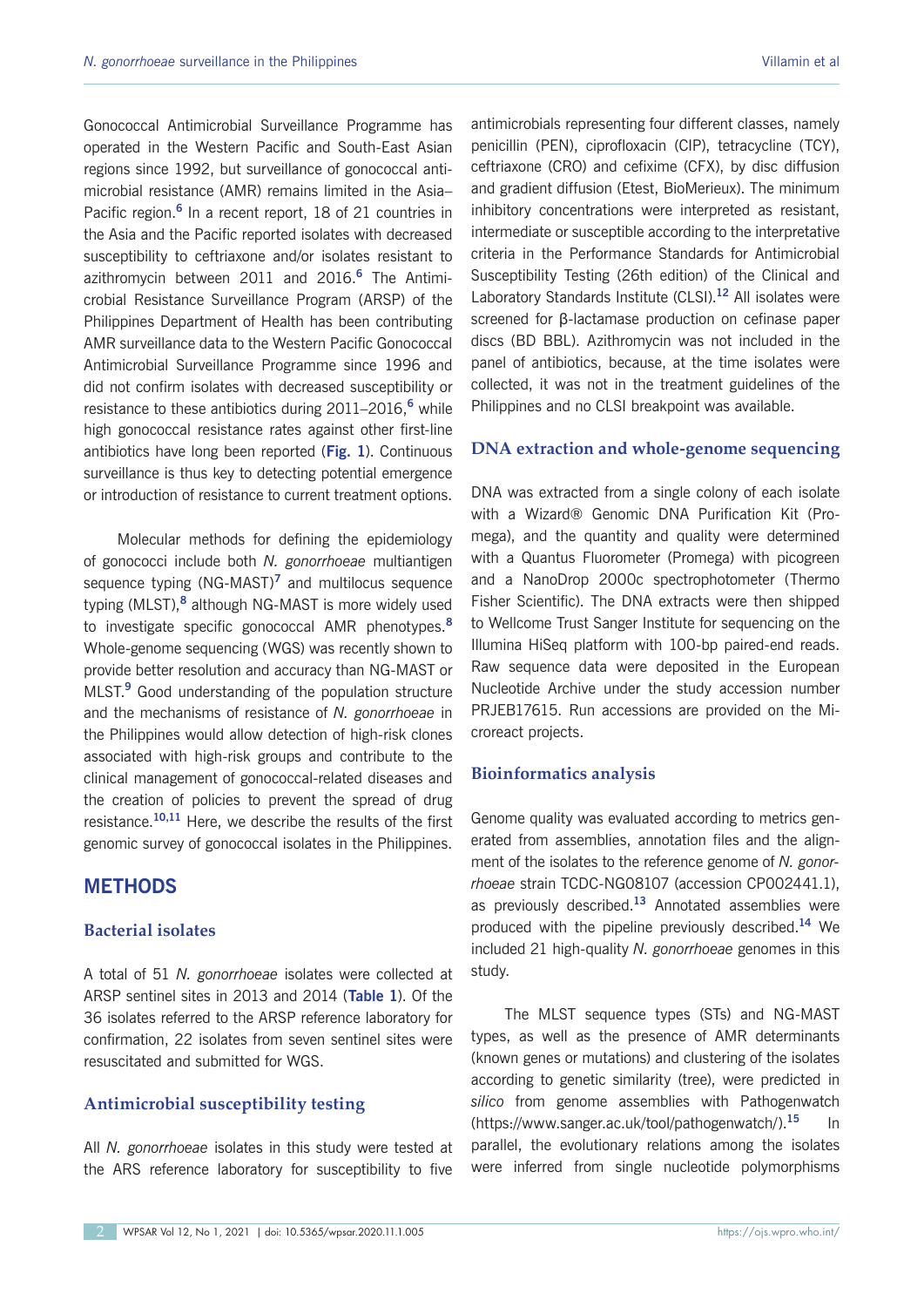Gonococcal Antimicrobial Surveillance Programme has operated in the Western Pacific and South-East Asian regions since 1992, but surveillance of gonococcal antimicrobial resistance (AMR) remains limited in the Asia–Pacific region.[6] In a recent report, 18 of 21 countries in the Asia and the Pacific reported isolates with decreased susceptibility to ceftriaxone and/or isolates resistant to azithromycin between 2011 and 2016.[6] The Antimicrobial Resistance Surveillance Program (ARSP) of the Philippines Department of Health has been contributing AMR surveillance data to the Western Pacific Gonococcal Antimicrobial Surveillance Programme since 1996 and did not confirm isolates with decreased susceptibility or resistance to these antibiotics during 2011–2016,[6] while high gonococcal resistance rates against other first-line antibiotics have long been reported (**Fig. 1**). Continuous surveillance is thus key to detecting potential emergence or introduction of resistance to current treatment options.

Molecular methods for defining the epidemiology of gonococci include both *N. gonorrhoeae* multiantigen sequence typing (NG-MAST)[7] and multilocus sequence typing (MLST),[8] although NG-MAST is more widely used to investigate specific gonococcal AMR phenotypes.[8] Whole-genome sequencing (WGS) was recently shown to provide better resolution and accuracy than NG-MAST or MLST.[9] Good understanding of the population structure and the mechanisms of resistance of *N. gonorrhoeae* in the Philippines would allow detection of high-risk clones associated with high-risk groups and contribute to the clinical management of gonococcal-related diseases and the creation of policies to prevent the spread of drug resistance.[10,11] Here, we describe the results of the first genomic survey of gonococcal isolates in the Philippines.

## METHODS

### Bacterial isolates

A total of 51 *N. gonorrhoeae* isolates were collected at ARSP sentinel sites in 2013 and 2014 (**Table 1**). Of the 36 isolates referred to the ARSP reference laboratory for confirmation, 22 isolates from seven sentinel sites were resuscitated and submitted for WGS.

### Antimicrobial susceptibility testing

All *N. gonorrhoeae* isolates in this study were tested at the ARS reference laboratory for susceptibility to five antimicrobials representing four different classes, namely penicillin (PEN), ciprofloxacin (CIP), tetracycline (TCY), ceftriaxone (CRO) and cefixime (CFX), by disc diffusion and gradient diffusion (Etest, BioMerieux). The minimum inhibitory concentrations were interpreted as resistant, intermediate or susceptible according to the interpretative criteria in the Performance Standards for Antimicrobial Susceptibility Testing (26th edition) of the Clinical and Laboratory Standards Institute (CLSI).[12] All isolates were screened for β-lactamase production on cefinase paper discs (BD BBL). Azithromycin was not included in the panel of antibiotics, because, at the time isolates were collected, it was not in the treatment guidelines of the Philippines and no CLSI breakpoint was available.

### DNA extraction and whole-genome sequencing

DNA was extracted from a single colony of each isolate with a Wizard® Genomic DNA Purification Kit (Promega), and the quantity and quality were determined with a Quantus Fluorometer (Promega) with picogreen and a NanoDrop 2000c spectrophotometer (Thermo Fisher Scientific). The DNA extracts were then shipped to Wellcome Trust Sanger Institute for sequencing on the Illumina HiSeq platform with 100-bp paired-end reads. Raw sequence data were deposited in the European Nucleotide Archive under the study accession number PRJEB17615. Run accessions are provided on the Microreact projects.

### Bioinformatics analysis

Genome quality was evaluated according to metrics generated from assemblies, annotation files and the alignment of the isolates to the reference genome of *N. gonorrhoeae* strain TCDC-NG08107 (accession CP002441.1), as previously described.[13] Annotated assemblies were produced with the pipeline previously described.[14] We included 21 high-quality *N. gonorrhoeae* genomes in this study.

The MLST sequence types (STs) and NG-MAST types, as well as the presence of AMR determinants (known genes or mutations) and clustering of the isolates according to genetic similarity (tree), were predicted *in silico* from genome assemblies with Pathogenwatch (https://www.sanger.ac.uk/tool/pathogenwatch/).[15] In parallel, the evolutionary relations among the isolates were inferred from single nucleotide polymorphisms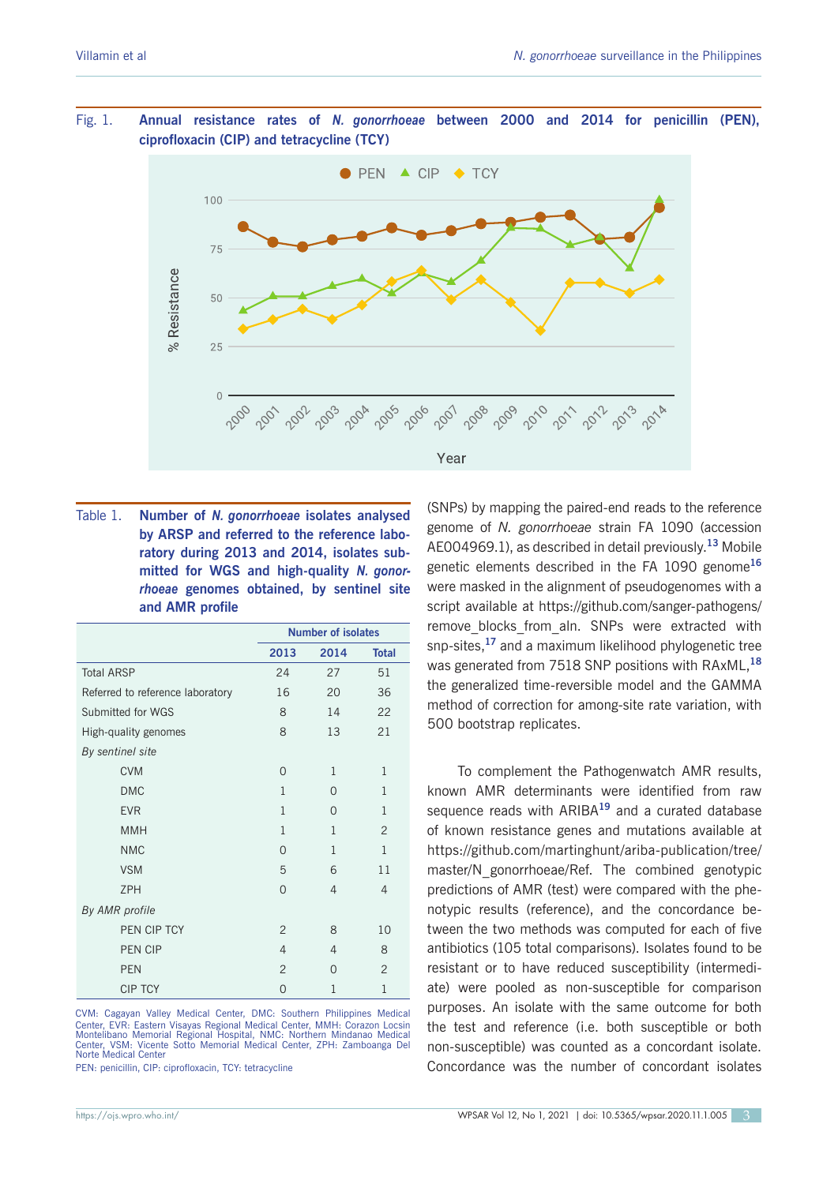Fig. 1. **Annual resistance rates of *N. gonorrhoeae* between 2000 and 2014 for penicillin (PEN), ciprofloxacin (CIP) and tetracycline (TCY)**

Table 1. **Number of *N. gonorrhoeae* isolates analysed by ARSP and referred to the reference laboratory during 2013 and 2014, isolates submitted for WGS and high-quality *N. gonorrhoeae* genomes obtained, by sentinel site and AMR profile**

| | Number of isolates | | |
|---|---|---|---|
| | 2013 | 2014 | Total |
| Total ARSP | 24 | 27 | 51 |
| Referred to reference laboratory | 16 | 20 | 36 |
| Submitted for WGS | 8 | 14 | 22 |
| High-quality genomes | 8 | 13 | 21 |
| *By sentinel site* | | | |
| CVM | 0 | 1 | 1 |
| DMC | 1 | 0 | 1 |
| EVR | 1 | 0 | 1 |
| MMH | 1 | 1 | 2 |
| NMC | 0 | 1 | 1 |
| VSM | 5 | 6 | 11 |
| ZPH | 0 | 4 | 4 |
| *By AMR profile* | | | |
| PEN CIP TCY | 2 | 8 | 10 |
| PEN CIP | 4 | 4 | 8 |
| PEN | 2 | 0 | 2 |
| CIP TCY | 0 | 1 | 1 |

CVM: Cagayan Valley Medical Center, DMC: Southern Philippines Medical Center, EVR: Eastern Visayas Regional Medical Center, MMH: Corazon Locsin Montelibano Memorial Regional Hospital, NMC: Northern Mindanao Medical Center, VSM: Vicente Sotto Memorial Medical Center, ZPH: Zamboanga Del Norte Medical Center
PEN: penicillin, CIP: ciprofloxacin, TCY: tetracycline

(SNPs) by mapping the paired-end reads to the reference genome of *N. gonorrhoeae* strain FA 1090 (accession AE004969.1), as described in detail previously.[13] Mobile genetic elements described in the FA 1090 genome[16] were masked in the alignment of pseudogenomes with a script available at https://github.com/sanger-pathogens/remove_blocks_from_aln. SNPs were extracted with snp-sites,[17] and a maximum likelihood phylogenetic tree was generated from 7518 SNP positions with RAxML,[18] the generalized time-reversible model and the GAMMA method of correction for among-site rate variation, with 500 bootstrap replicates.

To complement the Pathogenwatch AMR results, known AMR determinants were identified from raw sequence reads with ARIBA[19] and a curated database of known resistance genes and mutations available at https://github.com/martinghunt/ariba-publication/tree/master/N_gonorrhoeae/Ref. The combined genotypic predictions of AMR (test) were compared with the phenotypic results (reference), and the concordance between the two methods was computed for each of five antibiotics (105 total comparisons). Isolates found to be resistant or to have reduced susceptibility (intermediate) were pooled as non-susceptible for comparison purposes. An isolate with the same outcome for both the test and reference (i.e. both susceptible or both non-susceptible) was counted as a concordant isolate. Concordance was the number of concordant isolates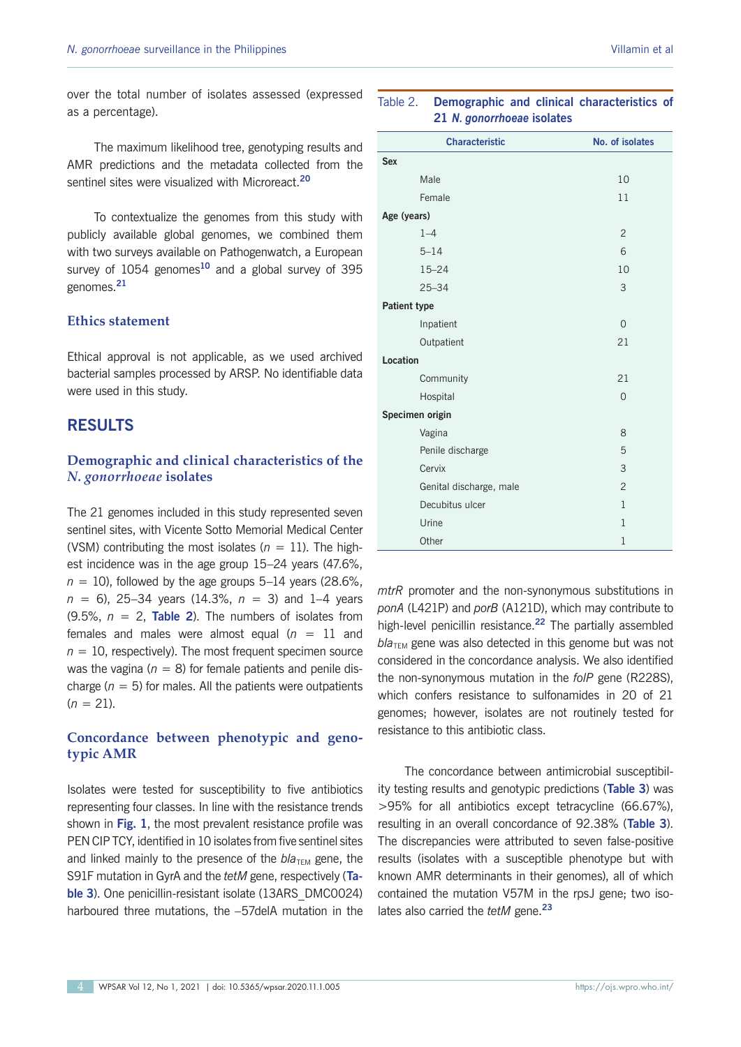over the total number of isolates assessed (expressed as a percentage).

The maximum likelihood tree, genotyping results and AMR predictions and the metadata collected from the sentinel sites were visualized with Microreact.[20]

To contextualize the genomes from this study with publicly available global genomes, we combined them with two surveys available on Pathogenwatch, a European survey of 1054 genomes[10] and a global survey of 395 genomes.[21]

### Ethics statement

Ethical approval is not applicable, as we used archived bacterial samples processed by ARSP. No identifiable data were used in this study.

## RESULTS

### Demographic and clinical characteristics of the *N. gonorrhoeae* isolates

The 21 genomes included in this study represented seven sentinel sites, with Vicente Sotto Memorial Medical Center (VSM) contributing the most isolates ($n$ = 11). The highest incidence was in the age group 15–24 years (47.6%, $n$ = 10), followed by the age groups 5–14 years (28.6%, $n$ = 6), 25–34 years (14.3%, $n$ = 3) and 1–4 years (9.5%, $n$ = 2, **Table 2**). The numbers of isolates from females and males were almost equal ($n$ = 11 and $n$ = 10, respectively). The most frequent specimen source was the vagina ($n$ = 8) for female patients and penile discharge ($n$ = 5) for males. All the patients were outpatients ($n$ = 21).

Table 2. **Demographic and clinical characteristics of 21 *N. gonorrhoeae* isolates**

| Characteristic | No. of isolates |
|---|---|
| **Sex** | |
| Male | 10 |
| Female | 11 |
| **Age (years)** | |
| 1–4 | 2 |
| 5–14 | 6 |
| 15–24 | 10 |
| 25–34 | 3 |
| **Patient type** | |
| Inpatient | 0 |
| Outpatient | 21 |
| **Location** | |
| Community | 21 |
| Hospital | 0 |
| **Specimen origin** | |
| Vagina | 8 |
| Penile discharge | 5 |
| Cervix | 3 |
| Genital discharge, male | 2 |
| Decubitus ulcer | 1 |
| Urine | 1 |
| Other | 1 |

### Concordance between phenotypic and genotypic AMR

Isolates were tested for susceptibility to five antibiotics representing four classes. In line with the resistance trends shown in **Fig. 1**, the most prevalent resistance profile was PEN CIP TCY, identified in 10 isolates from five sentinel sites and linked mainly to the presence of the $bla_{TEM}$ gene, the S91F mutation in GyrA and the *tetM* gene, respectively (**Table 3**). One penicillin-resistant isolate (13ARS_DMC0024) harboured three mutations, the –57delA mutation in the *mtrR* promoter and the non-synonymous substitutions in *ponA* (L421P) and *porB* (A121D), which may contribute to high-level penicillin resistance.[22] The partially assembled $bla_{TEM}$ gene was also detected in this genome but was not considered in the concordance analysis. We also identified the non-synonymous mutation in the *folP* gene (R228S), which confers resistance to sulfonamides in 20 of 21 genomes; however, isolates are not routinely tested for resistance to this antibiotic class.

The concordance between antimicrobial susceptibility testing results and genotypic predictions (**Table 3**) was >95% for all antibiotics except tetracycline (66.67%), resulting in an overall concordance of 92.38% (**Table 3**). The discrepancies were attributed to seven false-positive results (isolates with a susceptible phenotype but with known AMR determinants in their genomes), all of which contained the mutation V57M in the rpsJ gene; two isolates also carried the *tetM* gene.[23]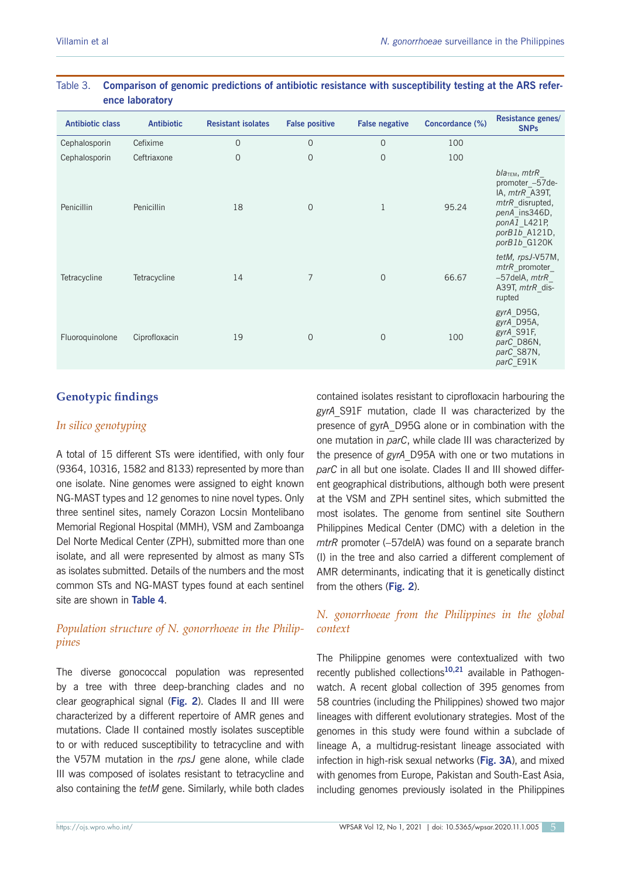Table 3. **Comparison of genomic predictions of antibiotic resistance with susceptibility testing at the ARS reference laboratory**

| Antibiotic class | Antibiotic | Resistant isolates | False positive | False negative | Concordance (%) | Resistance genes/ SNPs |
|---|---|---|---|---|---|---|
| Cephalosporin | Cefixime | 0 | 0 | 0 | 100 | |
| Cephalosporin | Ceftriaxone | 0 | 0 | 0 | 100 | |
| Penicillin | Penicillin | 18 | 0 | 1 | 95.24 | *$bla_{TEM}$*, *mtrR*_promoter_–57delA, *mtrR*_A39T, *mtrR*_disrupted, *penA*_ins346D, *ponA1*_L421P, *porB1b*_A121D, *porB1b*_G120K |
| Tetracycline | Tetracycline | 14 | 7 | 0 | 66.67 | *tetM*, *rpsJ*-V57M, *mtrR*_promoter_–57delA, *mtrR*_A39T, *mtrR*_disrupted |
| Fluoroquinolone | Ciprofloxacin | 19 | 0 | 0 | 100 | *gyrA*_D95G, *gyrA*_D95A, *gyrA*_S91F, *parC*_D86N, *parC*_S87N, *parC*_E91K |

## Genotypic findings

### *In silico genotyping*

A total of 15 different STs were identified, with only four (9364, 10316, 1582 and 8133) represented by more than one isolate. Nine genomes were assigned to eight known NG-MAST types and 12 genomes to nine novel types. Only three sentinel sites, namely Corazon Locsin Montelibano Memorial Regional Hospital (MMH), VSM and Zamboanga Del Norte Medical Center (ZPH), submitted more than one isolate, and all were represented by almost as many STs as isolates submitted. Details of the numbers and the most common STs and NG-MAST types found at each sentinel site are shown in **Table 4**.

### *Population structure of N. gonorrhoeae in the Philippines*

The diverse gonococcal population was represented by a tree with three deep-branching clades and no clear geographical signal (**Fig. 2**). Clades II and III were characterized by a different repertoire of AMR genes and mutations. Clade II contained mostly isolates susceptible to or with reduced susceptibility to tetracycline and with the V57M mutation in the *rpsJ* gene alone, while clade III was composed of isolates resistant to tetracycline and also containing the *tetM* gene. Similarly, while both clades contained isolates resistant to ciprofloxacin harbouring the *gyrA*_S91F mutation, clade II was characterized by the presence of gyrA_D95G alone or in combination with the one mutation in *parC*, while clade III was characterized by the presence of *gyrA*_D95A with one or two mutations in *parC* in all but one isolate. Clades II and III showed different geographical distributions, although both were present at the VSM and ZPH sentinel sites, which submitted the most isolates. The genome from sentinel site Southern Philippines Medical Center (DMC) with a deletion in the *mtrR* promoter (–57delA) was found on a separate branch (I) in the tree and also carried a different complement of AMR determinants, indicating that it is genetically distinct from the others (**Fig. 2**).

### *N. gonorrhoeae from the Philippines in the global context*

The Philippine genomes were contextualized with two recently published collections[10,21] available in Pathogenwatch. A recent global collection of 395 genomes from 58 countries (including the Philippines) showed two major lineages with different evolutionary strategies. Most of the genomes in this study were found within a subclade of lineage A, a multidrug-resistant lineage associated with infection in high-risk sexual networks (**Fig. 3A**), and mixed with genomes from Europe, Pakistan and South-East Asia, including genomes previously isolated in the Philippines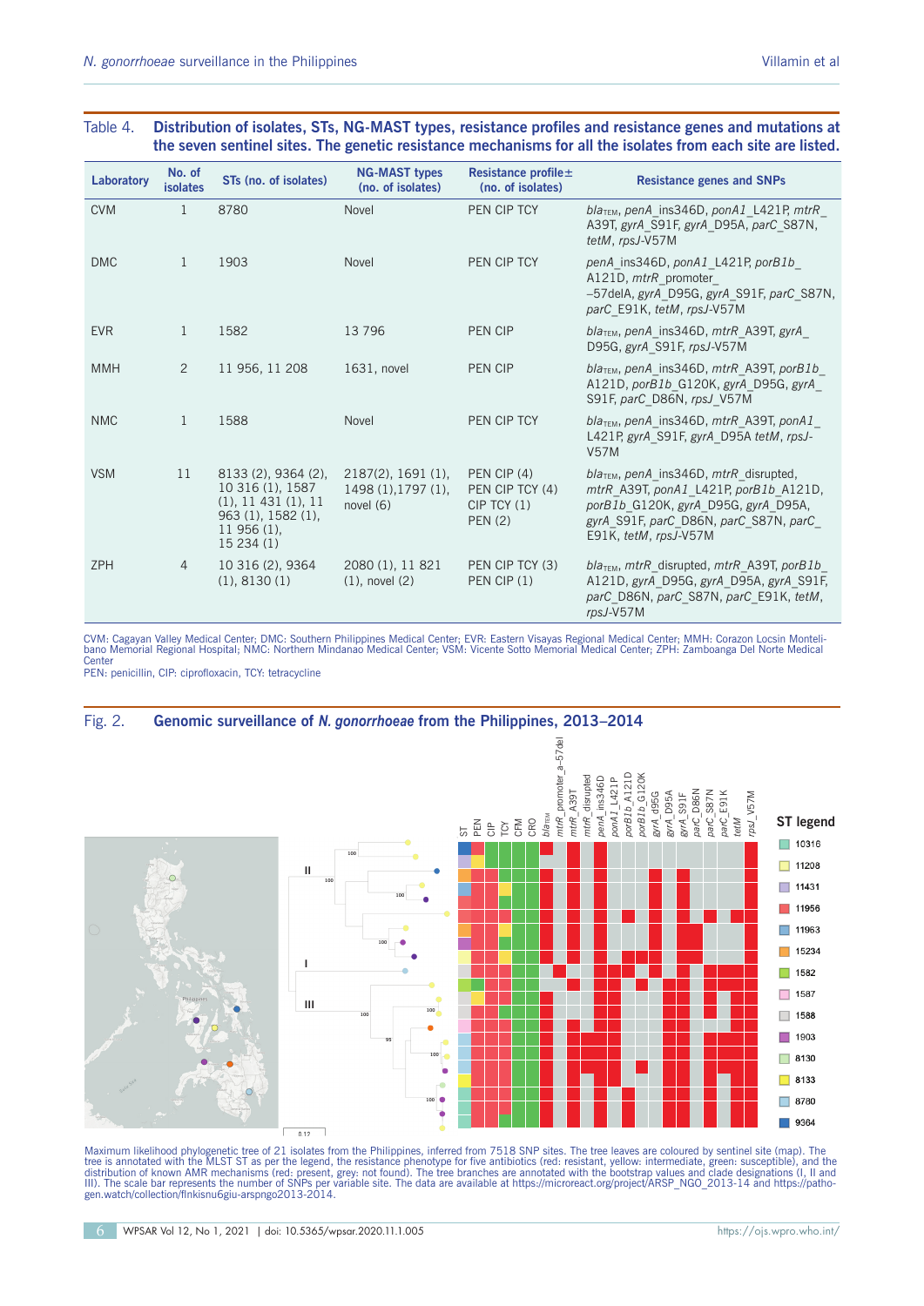Table 4. **Distribution of isolates, STs, NG-MAST types, resistance profiles and resistance genes and mutations at the seven sentinel sites. The genetic resistance mechanisms for all the isolates from each site are listed.**

| Laboratory | No. of isolates | STs (no. of isolates) | NG-MAST types (no. of isolates) | Resistance profile± (no. of isolates) | Resistance genes and SNPs |
|---|---|---|---|---|---|
| CVM | 1 | 8780 | Novel | PEN CIP TCY | $bla_{TEM}$, *penA*_ins346D, *ponA1*_L421P, *mtrR*_A39T, *gyrA*_S91F, *gyrA*_D95A, *parC*_S87N, *tetM*, *rpsJ*-V57M |
| DMC | 1 | 1903 | Novel | PEN CIP TCY | *penA*_ins346D, *ponA1*_L421P, *porB1b*_A121D, *mtrR*_promoter_–57delA, *gyrA*_D95G, *gyrA*_S91F, *parC*_S87N, *parC*_E91K, *tetM*, *rpsJ*-V57M |
| EVR | 1 | 1582 | 13 796 | PEN CIP | $bla_{TEM}$, *penA*_ins346D, *mtrR*_A39T, *gyrA*_D95G, *gyrA*_S91F, *rpsJ*-V57M |
| MMH | 2 | 11 956, 11 208 | 1631, novel | PEN CIP | $bla_{TEM}$, *penA*_ins346D, *mtrR*_A39T, *porB1b*_A121D, *porB1b*_G120K, *gyrA*_D95G, *gyrA*_S91F, *parC*_D86N, *rpsJ*_V57M |
| NMC | 1 | 1588 | Novel | PEN CIP TCY | $bla_{TEM}$, *penA*_ins346D, *mtrR*_A39T, *ponA1*_L421P, *gyrA*_S91F, *gyrA*_D95A *tetM*, *rpsJ*-V57M |
| VSM | 11 | 8133 (2), 9364 (2), 10 316 (1), 1587 (1), 11 431 (1), 11 963 (1), 1582 (1), 11 956 (1), 15 234 (1) | 2187(2), 1691 (1), 1498 (1),1797 (1), novel (6) | PEN CIP (4) PEN CIP TCY (4) CIP TCY (1) PEN (2) | $bla_{TEM}$, *penA*_ins346D, *mtrR*_disrupted, *mtrR*_A39T, *ponA1*_L421P, *porB1b*_A121D, *porB1b*_G120K, *gyrA*_D95G, *gyrA*_D95A, *gyrA*_S91F, *parC*_D86N, *parC*_S87N, *parC*_E91K, *tetM*, *rpsJ*-V57M |
| ZPH | 4 | 10 316 (2), 9364 (1), 8130 (1) | 2080 (1), 11 821 (1), novel (2) | PEN CIP TCY (3) PEN CIP (1) | $bla_{TEM}$, *mtrR*_disrupted, *mtrR*_A39T, *porB1b*_A121D, *gyrA*_D95G, *gyrA*_D95A, *gyrA*_S91F, *parC*_D86N, *parC*_S87N, *parC*_E91K, *tetM*, *rpsJ*-V57M |

CVM: Cagayan Valley Medical Center; DMC: Southern Philippines Medical Center; EVR: Eastern Visayas Regional Medical Center; MMH: Corazon Locsin Montelibano Memorial Regional Hospital; NMC: Northern Mindanao Medical Center; VSM: Vicente Sotto Memorial Medical Center; ZPH: Zamboanga Del Norte Medical Center
PEN: penicillin, CIP: ciprofloxacin, TCY: tetracycline

Fig. 2. **Genomic surveillance of *N. gonorrhoeae* from the Philippines, 2013–2014**

Maximum likelihood phylogenetic tree of 21 isolates from the Philippines, inferred from 7518 SNP sites. The tree leaves are coloured by sentinel site (map). The tree is annotated with the MLST ST as per the legend, the resistance phenotype for five antibiotics (red: resistant, yellow: intermediate, green: susceptible), and the distribution of known AMR mechanisms (red: present, grey: not found). The tree branches are annotated with the bootstrap values and clade designations (I, II and III). The scale bar represents the number of SNPs per variable site. The data are available at https://microreact.org/project/ARSP_NGO_2013-14 and https://pathogen.watch/collection/flnkisnu6giu-arspngo2013-2014.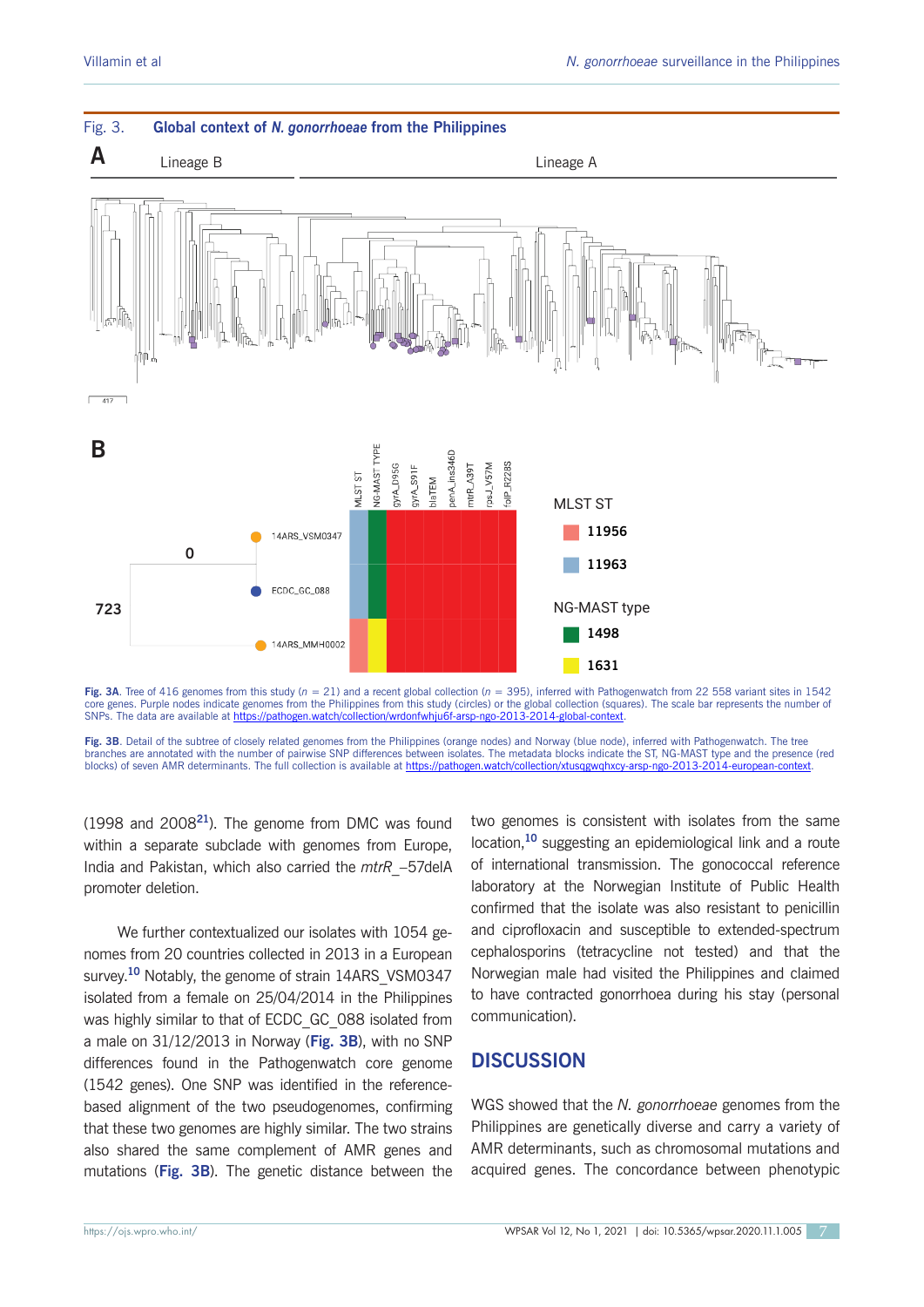Fig. 3. **Global context of *N. gonorrhoeae* from the Philippines**

**Fig. 3A**. Tree of 416 genomes from this study ($n$ = 21) and a recent global collection ($n$ = 395), inferred with Pathogenwatch from 22 558 variant sites in 1542 core genes. Purple nodes indicate genomes from the Philippines from this study (circles) or the global collection (squares). The scale bar represents the number of SNPs. The data are available at https://pathogen.watch/collection/wrdonfwhju6f-arsp-ngo-2013-2014-global-context.

**Fig. 3B**. Detail of the subtree of closely related genomes from the Philippines (orange nodes) and Norway (blue node), inferred with Pathogenwatch. The tree branches are annotated with the number of pairwise SNP differences between isolates. The metadata blocks indicate the ST, NG-MAST type and the presence (red blocks) of seven AMR determinants. The full collection is available at https://pathogen.watch/collection/xtusqgwqhxcy-arsp-ngo-2013-2014-european-context.

(1998 and 2008[21]). The genome from DMC was found within a separate subclade with genomes from Europe, India and Pakistan, which also carried the *mtrR*_−57delA promoter deletion.

We further contextualized our isolates with 1054 genomes from 20 countries collected in 2013 in a European survey.[10] Notably, the genome of strain 14ARS_VSM0347 isolated from a female on 25/04/2014 in the Philippines was highly similar to that of ECDC_GC_088 isolated from a male on 31/12/2013 in Norway (**Fig. 3B**), with no SNP differences found in the Pathogenwatch core genome (1542 genes). One SNP was identified in the reference-based alignment of the two pseudogenomes, confirming that these two genomes are highly similar. The two strains also shared the same complement of AMR genes and mutations (**Fig. 3B**). The genetic distance between the two genomes is consistent with isolates from the same location,[10] suggesting an epidemiological link and a route of international transmission. The gonococcal reference laboratory at the Norwegian Institute of Public Health confirmed that the isolate was also resistant to penicillin and ciprofloxacin and susceptible to extended-spectrum cephalosporins (tetracycline not tested) and that the Norwegian male had visited the Philippines and claimed to have contracted gonorrhoea during his stay (personal communication).

## DISCUSSION

WGS showed that the *N. gonorrhoeae* genomes from the Philippines are genetically diverse and carry a variety of AMR determinants, such as chromosomal mutations and acquired genes. The concordance between phenotypic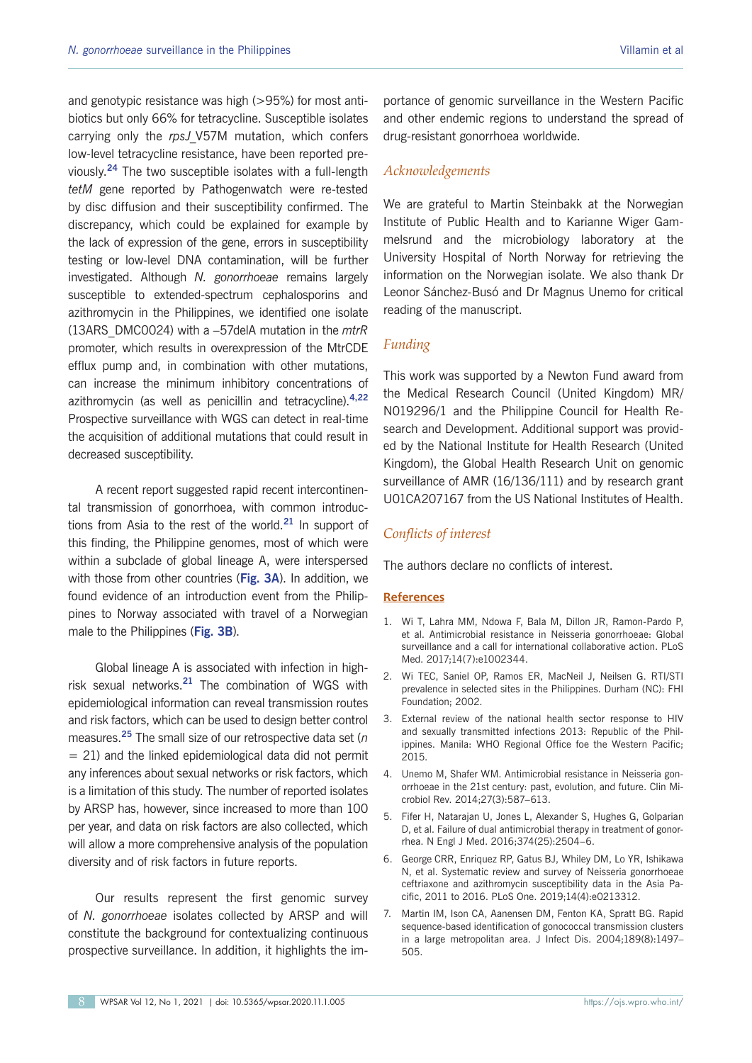and genotypic resistance was high (>95%) for most antibiotics but only 66% for tetracycline. Susceptible isolates carrying only the *rpsJ*_V57M mutation, which confers low-level tetracycline resistance, have been reported previously.[24] The two susceptible isolates with a full-length *tetM* gene reported by Pathogenwatch were re-tested by disc diffusion and their susceptibility confirmed. The discrepancy, which could be explained for example by the lack of expression of the gene, errors in susceptibility testing or low-level DNA contamination, will be further investigated. Although *N. gonorrhoeae* remains largely susceptible to extended-spectrum cephalosporins and azithromycin in the Philippines, we identified one isolate (13ARS_DMC0024) with a –57delA mutation in the *mtrR* promoter, which results in overexpression of the MtrCDE efflux pump and, in combination with other mutations, can increase the minimum inhibitory concentrations of azithromycin (as well as penicillin and tetracycline).[4,22] Prospective surveillance with WGS can detect in real-time the acquisition of additional mutations that could result in decreased susceptibility.

A recent report suggested rapid recent intercontinental transmission of gonorrhoea, with common introductions from Asia to the rest of the world.[21] In support of this finding, the Philippine genomes, most of which were within a subclade of global lineage A, were interspersed with those from other countries (**Fig. 3A**). In addition, we found evidence of an introduction event from the Philippines to Norway associated with travel of a Norwegian male to the Philippines (**Fig. 3B**).

Global lineage A is associated with infection in high-risk sexual networks.[21] The combination of WGS with epidemiological information can reveal transmission routes and risk factors, which can be used to design better control measures.[25] The small size of our retrospective data set ($n = 21$) and the linked epidemiological data did not permit any inferences about sexual networks or risk factors, which is a limitation of this study. The number of reported isolates by ARSP has, however, since increased to more than 100 per year, and data on risk factors are also collected, which will allow a more comprehensive analysis of the population diversity and of risk factors in future reports.

Our results represent the first genomic survey of *N. gonorrhoeae* isolates collected by ARSP and will constitute the background for contextualizing continuous prospective surveillance. In addition, it highlights the importance of genomic surveillance in the Western Pacific and other endemic regions to understand the spread of drug-resistant gonorrhoea worldwide.

## *Acknowledgements*

We are grateful to Martin Steinbakk at the Norwegian Institute of Public Health and to Karianne Wiger Gammelsrund and the microbiology laboratory at the University Hospital of North Norway for retrieving the information on the Norwegian isolate. We also thank Dr Leonor Sánchez-Busó and Dr Magnus Unemo for critical reading of the manuscript.

## *Funding*

This work was supported by a Newton Fund award from the Medical Research Council (United Kingdom) MR/N019296/1 and the Philippine Council for Health Research and Development. Additional support was provided by the National Institute for Health Research (United Kingdom), the Global Health Research Unit on genomic surveillance of AMR (16/136/111) and by research grant U01CA207167 from the US National Institutes of Health.

## *Conflicts of interest*

The authors declare no conflicts of interest.

## References

1. Wi T, Lahra MM, Ndowa F, Bala M, Dillon JR, Ramon-Pardo P, et al. Antimicrobial resistance in Neisseria gonorrhoeae: Global surveillance and a call for international collaborative action. PLoS Med. 2017;14(7):e1002344.
2. Wi TEC, Saniel OP, Ramos ER, MacNeil J, Neilsen G. RTI/STI prevalence in selected sites in the Philippines. Durham (NC): FHI Foundation; 2002.
3. External review of the national health sector response to HIV and sexually transmitted infections 2013: Republic of the Philippines. Manila: WHO Regional Office foe the Western Pacific; 2015.
4. Unemo M, Shafer WM. Antimicrobial resistance in Neisseria gonorrhoeae in the 21st century: past, evolution, and future. Clin Microbiol Rev. 2014;27(3):587–613.
5. Fifer H, Natarajan U, Jones L, Alexander S, Hughes G, Golparian D, et al. Failure of dual antimicrobial therapy in treatment of gonorrhea. N Engl J Med. 2016;374(25):2504–6.
6. George CRR, Enriquez RP, Gatus BJ, Whiley DM, Lo YR, Ishikawa N, et al. Systematic review and survey of Neisseria gonorrhoeae ceftriaxone and azithromycin susceptibility data in the Asia Pacific, 2011 to 2016. PLoS One. 2019;14(4):e0213312.
7. Martin IM, Ison CA, Aanensen DM, Fenton KA, Spratt BG. Rapid sequence-based identification of gonococcal transmission clusters in a large metropolitan area. J Infect Dis. 2004;189(8):1497–505.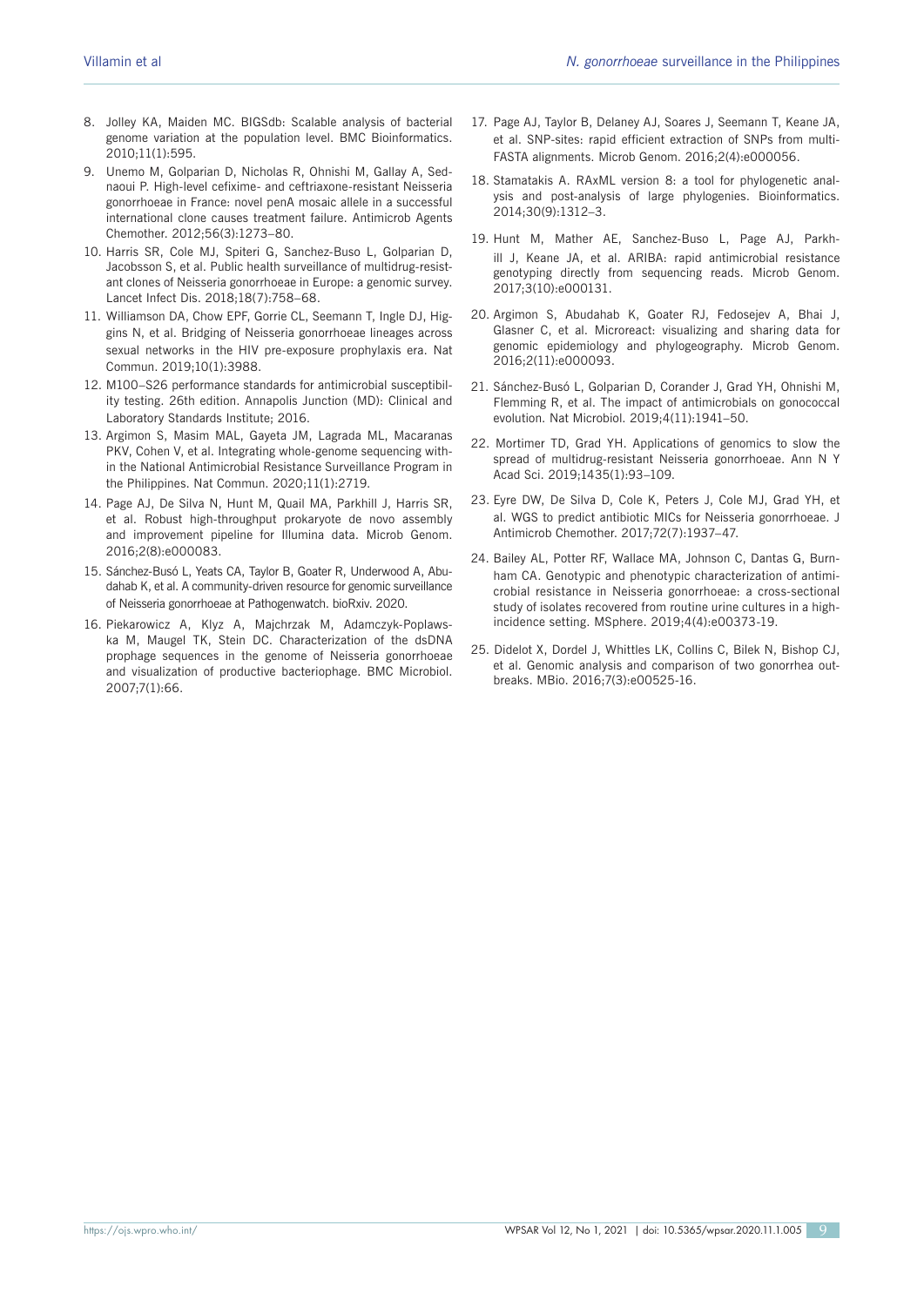8. Jolley KA, Maiden MC. BIGSdb: Scalable analysis of bacterial genome variation at the population level. BMC Bioinformatics. 2010;11(1):595.
9. Unemo M, Golparian D, Nicholas R, Ohnishi M, Gallay A, Sednaoui P. High-level cefixime- and ceftriaxone-resistant Neisseria gonorrhoeae in France: novel penA mosaic allele in a successful international clone causes treatment failure. Antimicrob Agents Chemother. 2012;56(3):1273–80.
10. Harris SR, Cole MJ, Spiteri G, Sanchez-Buso L, Golparian D, Jacobsson S, et al. Public health surveillance of multidrug-resistant clones of Neisseria gonorrhoeae in Europe: a genomic survey. Lancet Infect Dis. 2018;18(7):758–68.
11. Williamson DA, Chow EPF, Gorrie CL, Seemann T, Ingle DJ, Higgins N, et al. Bridging of Neisseria gonorrhoeae lineages across sexual networks in the HIV pre-exposure prophylaxis era. Nat Commun. 2019;10(1):3988.
12. M100–S26 performance standards for antimicrobial susceptibility testing. 26th edition. Annapolis Junction (MD): Clinical and Laboratory Standards Institute; 2016.
13. Argimon S, Masim MAL, Gayeta JM, Lagrada ML, Macaranas PKV, Cohen V, et al. Integrating whole-genome sequencing within the National Antimicrobial Resistance Surveillance Program in the Philippines. Nat Commun. 2020;11(1):2719.
14. Page AJ, De Silva N, Hunt M, Quail MA, Parkhill J, Harris SR, et al. Robust high-throughput prokaryote de novo assembly and improvement pipeline for Illumina data. Microb Genom. 2016;2(8):e000083.
15. Sánchez-Busó L, Yeats CA, Taylor B, Goater R, Underwood A, Abudahab K, et al. A community-driven resource for genomic surveillance of Neisseria gonorrhoeae at Pathogenwatch. bioRxiv. 2020.
16. Piekarowicz A, Klyz A, Majchrzak M, Adamczyk-Poplawska M, Maugel TK, Stein DC. Characterization of the dsDNA prophage sequences in the genome of Neisseria gonorrhoeae and visualization of productive bacteriophage. BMC Microbiol. 2007;7(1):66.
17. Page AJ, Taylor B, Delaney AJ, Soares J, Seemann T, Keane JA, et al. SNP-sites: rapid efficient extraction of SNPs from multi-FASTA alignments. Microb Genom. 2016;2(4):e000056.
18. Stamatakis A. RAxML version 8: a tool for phylogenetic analysis and post-analysis of large phylogenies. Bioinformatics. 2014;30(9):1312–3.
19. Hunt M, Mather AE, Sanchez-Buso L, Page AJ, Parkhill J, Keane JA, et al. ARIBA: rapid antimicrobial resistance genotyping directly from sequencing reads. Microb Genom. 2017;3(10):e000131.
20. Argimon S, Abudahab K, Goater RJ, Fedosejev A, Bhai J, Glasner C, et al. Microreact: visualizing and sharing data for genomic epidemiology and phylogeography. Microb Genom. 2016;2(11):e000093.
21. Sánchez-Busó L, Golparian D, Corander J, Grad YH, Ohnishi M, Flemming R, et al. The impact of antimicrobials on gonococcal evolution. Nat Microbiol. 2019;4(11):1941–50.
22. Mortimer TD, Grad YH. Applications of genomics to slow the spread of multidrug-resistant Neisseria gonorrhoeae. Ann N Y Acad Sci. 2019;1435(1):93–109.
23. Eyre DW, De Silva D, Cole K, Peters J, Cole MJ, Grad YH, et al. WGS to predict antibiotic MICs for Neisseria gonorrhoeae. J Antimicrob Chemother. 2017;72(7):1937–47.
24. Bailey AL, Potter RF, Wallace MA, Johnson C, Dantas G, Burnham CA. Genotypic and phenotypic characterization of antimicrobial resistance in Neisseria gonorrhoeae: a cross-sectional study of isolates recovered from routine urine cultures in a high-incidence setting. MSphere. 2019;4(4):e00373-19.
25. Didelot X, Dordel J, Whittles LK, Collins C, Bilek N, Bishop CJ, et al. Genomic analysis and comparison of two gonorrhea outbreaks. MBio. 2016;7(3):e00525-16.